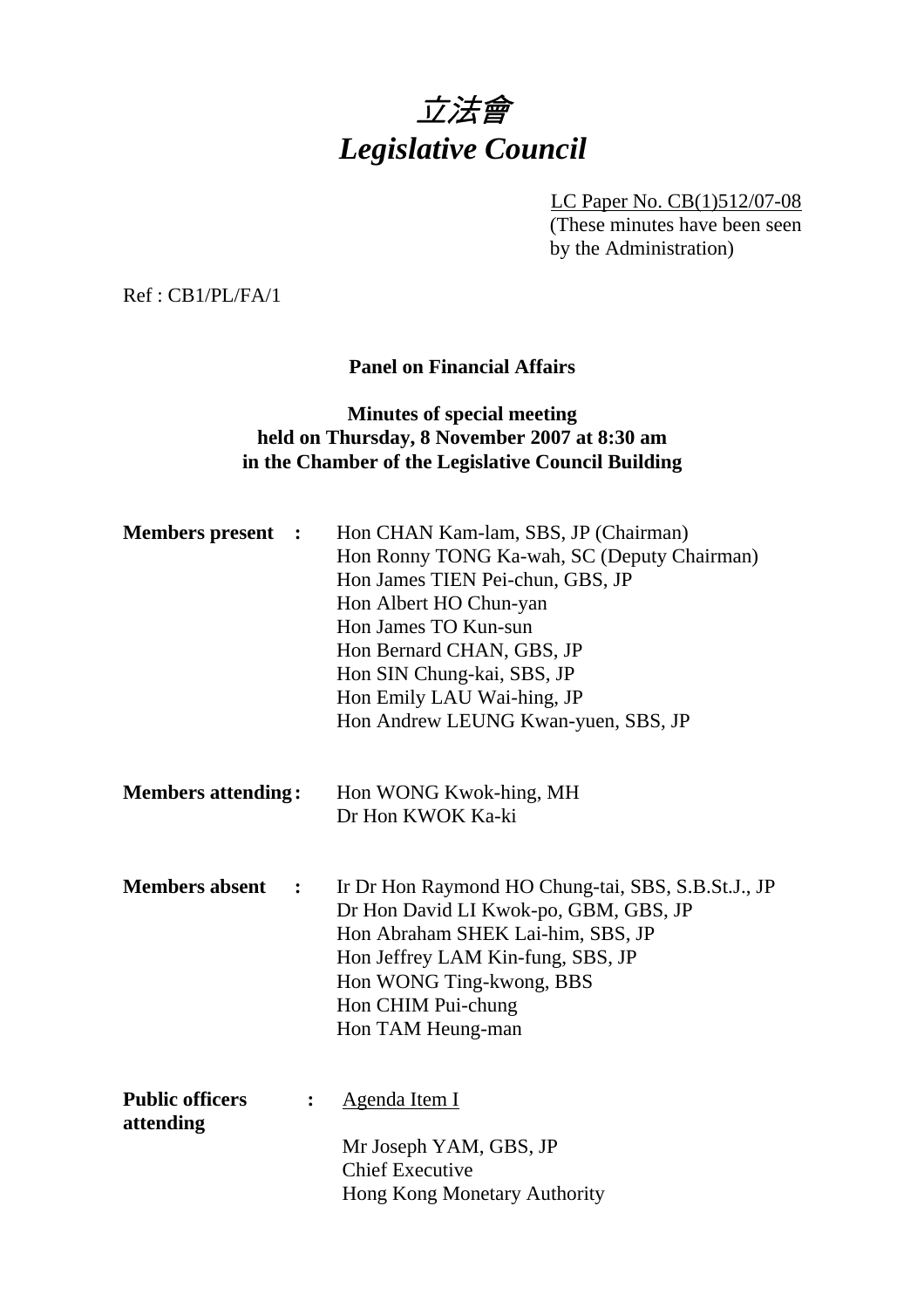# *立法會*
# *Legislative Council*

LC Paper No. CB(1)512/07-08
(These minutes have been seen by the Administration)

Ref : CB1/PL/FA/1

**Panel on Financial Affairs**

**Minutes of special meeting held on Thursday, 8 November 2007 at 8:30 am in the Chamber of the Legislative Council Building**

**Members present :**

Hon CHAN Kam-lam, SBS, JP (Chairman)
Hon Ronny TONG Ka-wah, SC (Deputy Chairman)
Hon James TIEN Pei-chun, GBS, JP
Hon Albert HO Chun-yan
Hon James TO Kun-sun
Hon Bernard CHAN, GBS, JP
Hon SIN Chung-kai, SBS, JP
Hon Emily LAU Wai-hing, JP
Hon Andrew LEUNG Kwan-yuen, SBS, JP

**Members attending :**

Hon WONG Kwok-hing, MH
Dr Hon KWOK Ka-ki

**Members absent :**

Ir Dr Hon Raymond HO Chung-tai, SBS, S.B.St.J., JP
Dr Hon David LI Kwok-po, GBM, GBS, JP
Hon Abraham SHEK Lai-him, SBS, JP
Hon Jeffrey LAM Kin-fung, SBS, JP
Hon WONG Ting-kwong, BBS
Hon CHIM Pui-chung
Hon TAM Heung-man

**Public officers attending :**

Agenda Item I

Mr Joseph YAM, GBS, JP
Chief Executive
Hong Kong Monetary Authority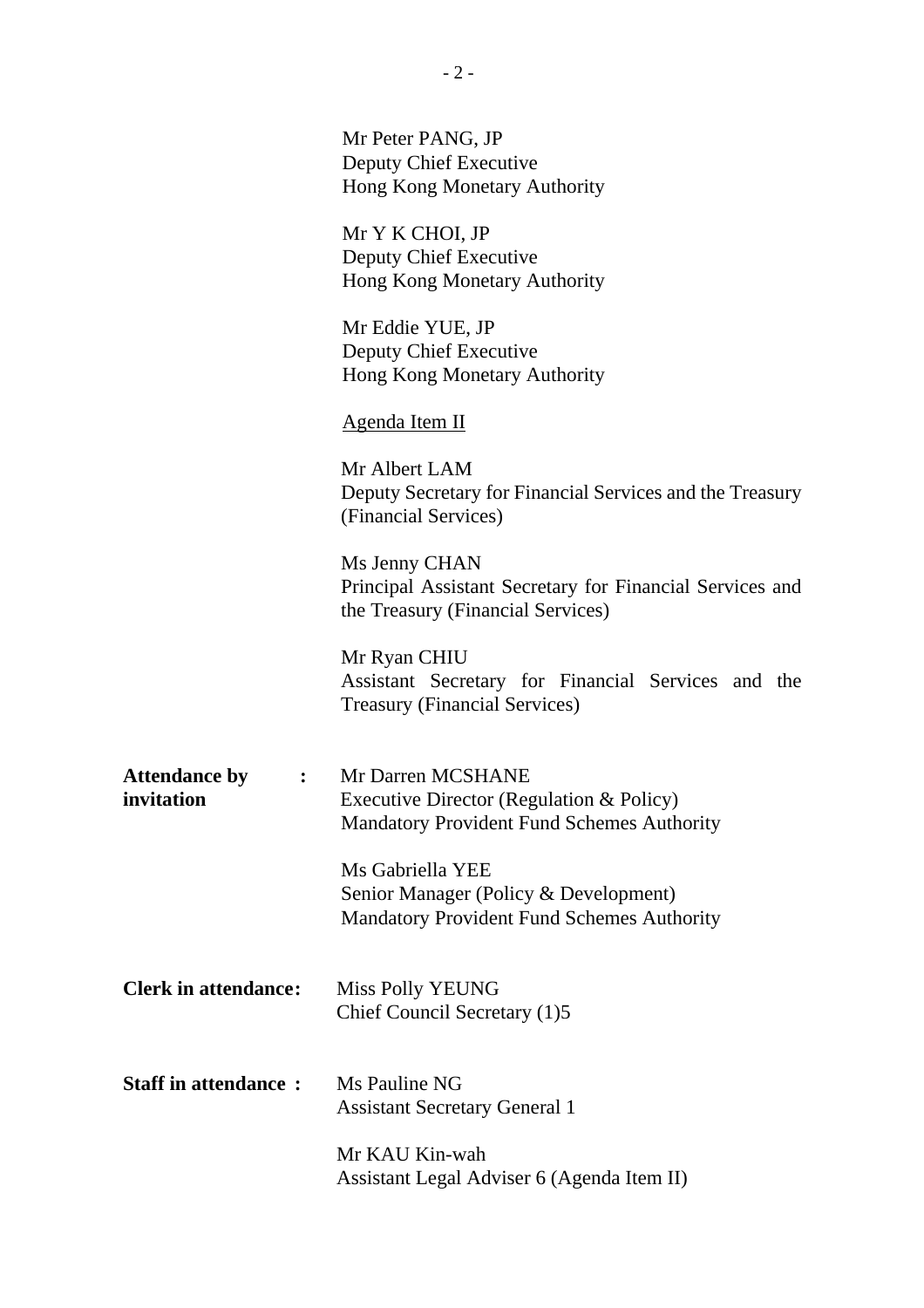Mr Peter PANG, JP
Deputy Chief Executive
Hong Kong Monetary Authority

Mr Y K CHOI, JP
Deputy Chief Executive
Hong Kong Monetary Authority

Mr Eddie YUE, JP
Deputy Chief Executive
Hong Kong Monetary Authority

Agenda Item II

Mr Albert LAM
Deputy Secretary for Financial Services and the Treasury (Financial Services)

Ms Jenny CHAN
Principal Assistant Secretary for Financial Services and the Treasury (Financial Services)

Mr Ryan CHIU
Assistant Secretary for Financial Services and the Treasury (Financial Services)

**Attendance by invitation :**

Mr Darren MCSHANE
Executive Director (Regulation & Policy)
Mandatory Provident Fund Schemes Authority

Ms Gabriella YEE
Senior Manager (Policy & Development)
Mandatory Provident Fund Schemes Authority

**Clerk in attendance:**

Miss Polly YEUNG
Chief Council Secretary (1)5

**Staff in attendance :**

Ms Pauline NG
Assistant Secretary General 1

Mr KAU Kin-wah
Assistant Legal Adviser 6 (Agenda Item II)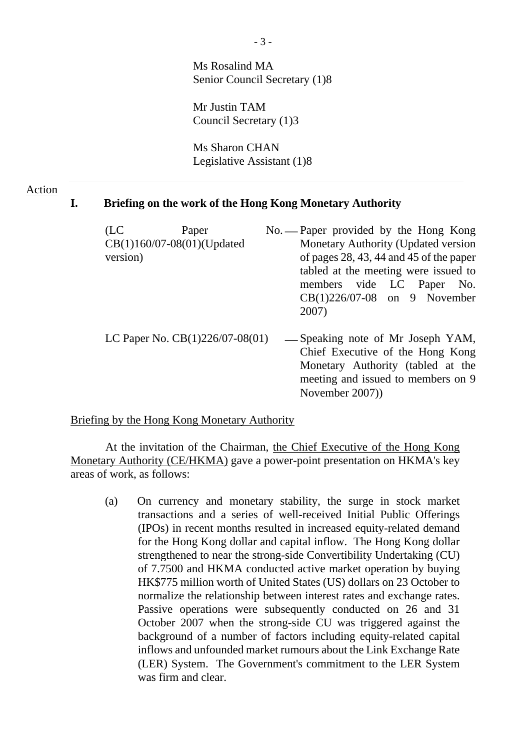Ms Rosalind MA
Senior Council Secretary (1)8

Mr Justin TAM
Council Secretary (1)3

Ms Sharon CHAN
Legislative Assistant (1)8

---

Action

## I. Briefing on the work of the Hong Kong Monetary Authority

(LC Paper No. CB(1)160/07-08(01)(Updated version) — Paper provided by the Hong Kong Monetary Authority (Updated version of pages 28, 43, 44 and 45 of the paper tabled at the meeting were issued to members vide LC Paper No. CB(1)226/07-08 on 9 November 2007)

LC Paper No. CB(1)226/07-08(01) — Speaking note of Mr Joseph YAM, Chief Executive of the Hong Kong Monetary Authority (tabled at the meeting and issued to members on 9 November 2007))

Briefing by the Hong Kong Monetary Authority

At the invitation of the Chairman, the Chief Executive of the Hong Kong Monetary Authority (CE/HKMA) gave a power-point presentation on HKMA's key areas of work, as follows:

(a) On currency and monetary stability, the surge in stock market transactions and a series of well-received Initial Public Offerings (IPOs) in recent months resulted in increased equity-related demand for the Hong Kong dollar and capital inflow. The Hong Kong dollar strengthened to near the strong-side Convertibility Undertaking (CU) of 7.7500 and HKMA conducted active market operation by buying HK$775 million worth of United States (US) dollars on 23 October to normalize the relationship between interest rates and exchange rates. Passive operations were subsequently conducted on 26 and 31 October 2007 when the strong-side CU was triggered against the background of a number of factors including equity-related capital inflows and unfounded market rumours about the Link Exchange Rate (LER) System. The Government's commitment to the LER System was firm and clear.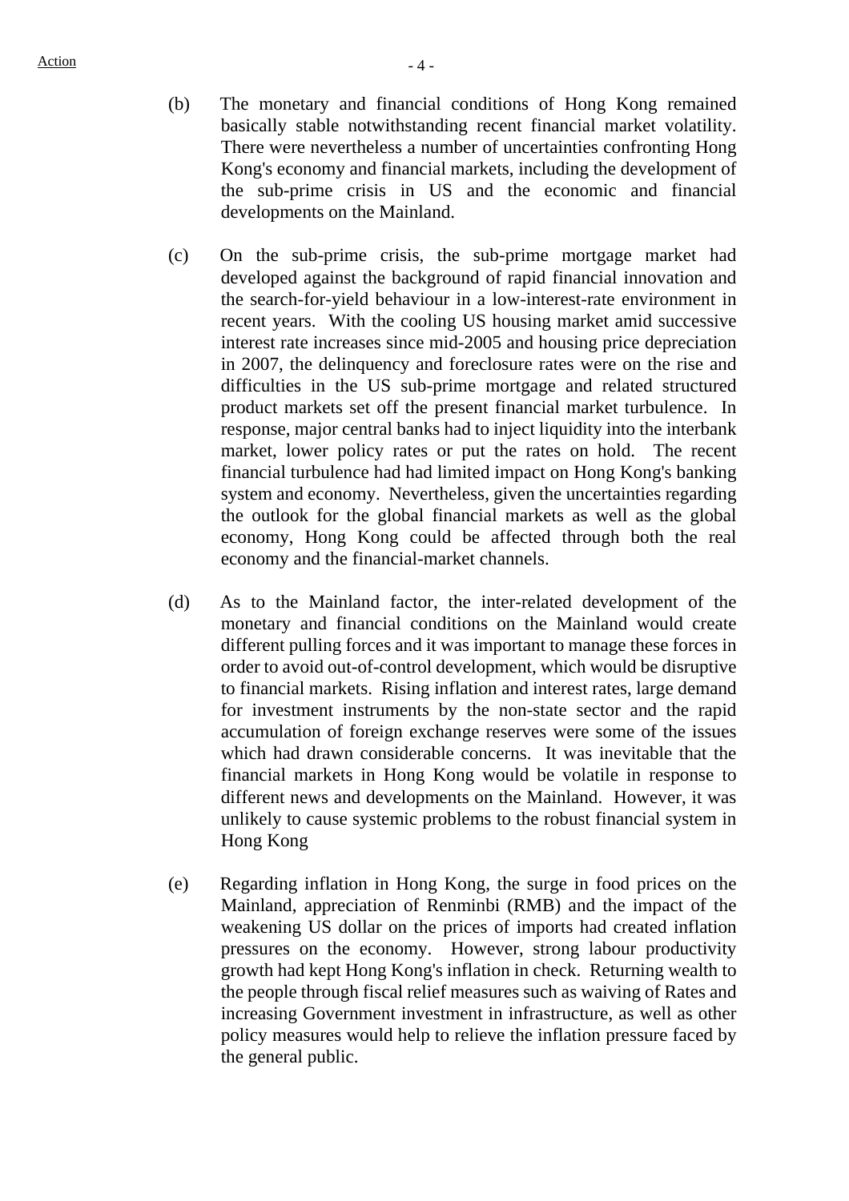(b) The monetary and financial conditions of Hong Kong remained basically stable notwithstanding recent financial market volatility. There were nevertheless a number of uncertainties confronting Hong Kong's economy and financial markets, including the development of the sub-prime crisis in US and the economic and financial developments on the Mainland.

(c) On the sub-prime crisis, the sub-prime mortgage market had developed against the background of rapid financial innovation and the search-for-yield behaviour in a low-interest-rate environment in recent years. With the cooling US housing market amid successive interest rate increases since mid-2005 and housing price depreciation in 2007, the delinquency and foreclosure rates were on the rise and difficulties in the US sub-prime mortgage and related structured product markets set off the present financial market turbulence. In response, major central banks had to inject liquidity into the interbank market, lower policy rates or put the rates on hold. The recent financial turbulence had had limited impact on Hong Kong's banking system and economy. Nevertheless, given the uncertainties regarding the outlook for the global financial markets as well as the global economy, Hong Kong could be affected through both the real economy and the financial-market channels.

(d) As to the Mainland factor, the inter-related development of the monetary and financial conditions on the Mainland would create different pulling forces and it was important to manage these forces in order to avoid out-of-control development, which would be disruptive to financial markets. Rising inflation and interest rates, large demand for investment instruments by the non-state sector and the rapid accumulation of foreign exchange reserves were some of the issues which had drawn considerable concerns. It was inevitable that the financial markets in Hong Kong would be volatile in response to different news and developments on the Mainland. However, it was unlikely to cause systemic problems to the robust financial system in Hong Kong

(e) Regarding inflation in Hong Kong, the surge in food prices on the Mainland, appreciation of Renminbi (RMB) and the impact of the weakening US dollar on the prices of imports had created inflation pressures on the economy. However, strong labour productivity growth had kept Hong Kong's inflation in check. Returning wealth to the people through fiscal relief measures such as waiving of Rates and increasing Government investment in infrastructure, as well as other policy measures would help to relieve the inflation pressure faced by the general public.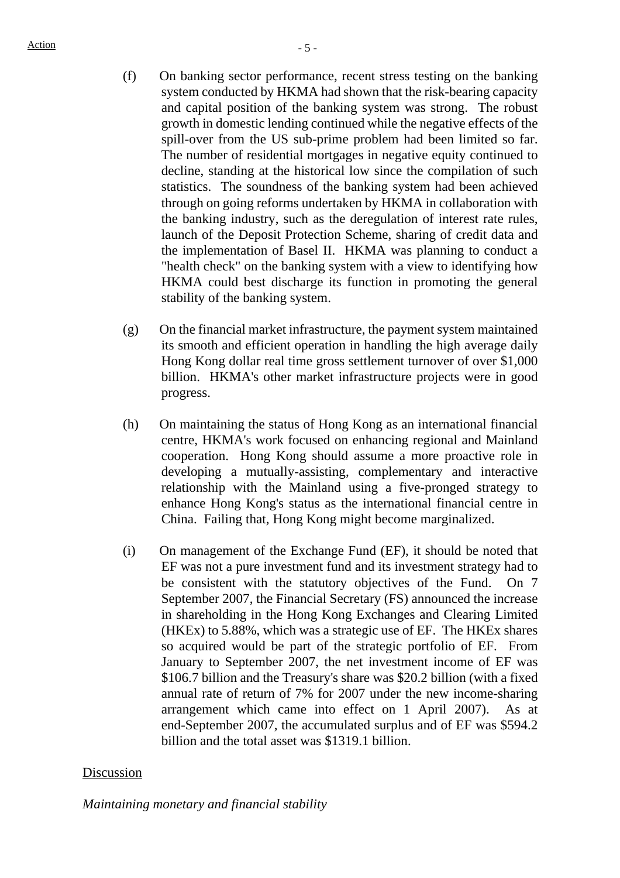(f) On banking sector performance, recent stress testing on the banking system conducted by HKMA had shown that the risk-bearing capacity and capital position of the banking system was strong. The robust growth in domestic lending continued while the negative effects of the spill-over from the US sub-prime problem had been limited so far. The number of residential mortgages in negative equity continued to decline, standing at the historical low since the compilation of such statistics. The soundness of the banking system had been achieved through on going reforms undertaken by HKMA in collaboration with the banking industry, such as the deregulation of interest rate rules, launch of the Deposit Protection Scheme, sharing of credit data and the implementation of Basel II. HKMA was planning to conduct a "health check" on the banking system with a view to identifying how HKMA could best discharge its function in promoting the general stability of the banking system.

(g) On the financial market infrastructure, the payment system maintained its smooth and efficient operation in handling the high average daily Hong Kong dollar real time gross settlement turnover of over $1,000 billion. HKMA's other market infrastructure projects were in good progress.

(h) On maintaining the status of Hong Kong as an international financial centre, HKMA's work focused on enhancing regional and Mainland cooperation. Hong Kong should assume a more proactive role in developing a mutually-assisting, complementary and interactive relationship with the Mainland using a five-pronged strategy to enhance Hong Kong's status as the international financial centre in China. Failing that, Hong Kong might become marginalized.

(i) On management of the Exchange Fund (EF), it should be noted that EF was not a pure investment fund and its investment strategy had to be consistent with the statutory objectives of the Fund. On 7 September 2007, the Financial Secretary (FS) announced the increase in shareholding in the Hong Kong Exchanges and Clearing Limited (HKEx) to 5.88%, which was a strategic use of EF. The HKEx shares so acquired would be part of the strategic portfolio of EF. From January to September 2007, the net investment income of EF was $106.7 billion and the Treasury's share was $20.2 billion (with a fixed annual rate of return of 7% for 2007 under the new income-sharing arrangement which came into effect on 1 April 2007). As at end-September 2007, the accumulated surplus and of EF was $594.2 billion and the total asset was $1319.1 billion.

<u>Discussion</u>

*Maintaining monetary and financial stability*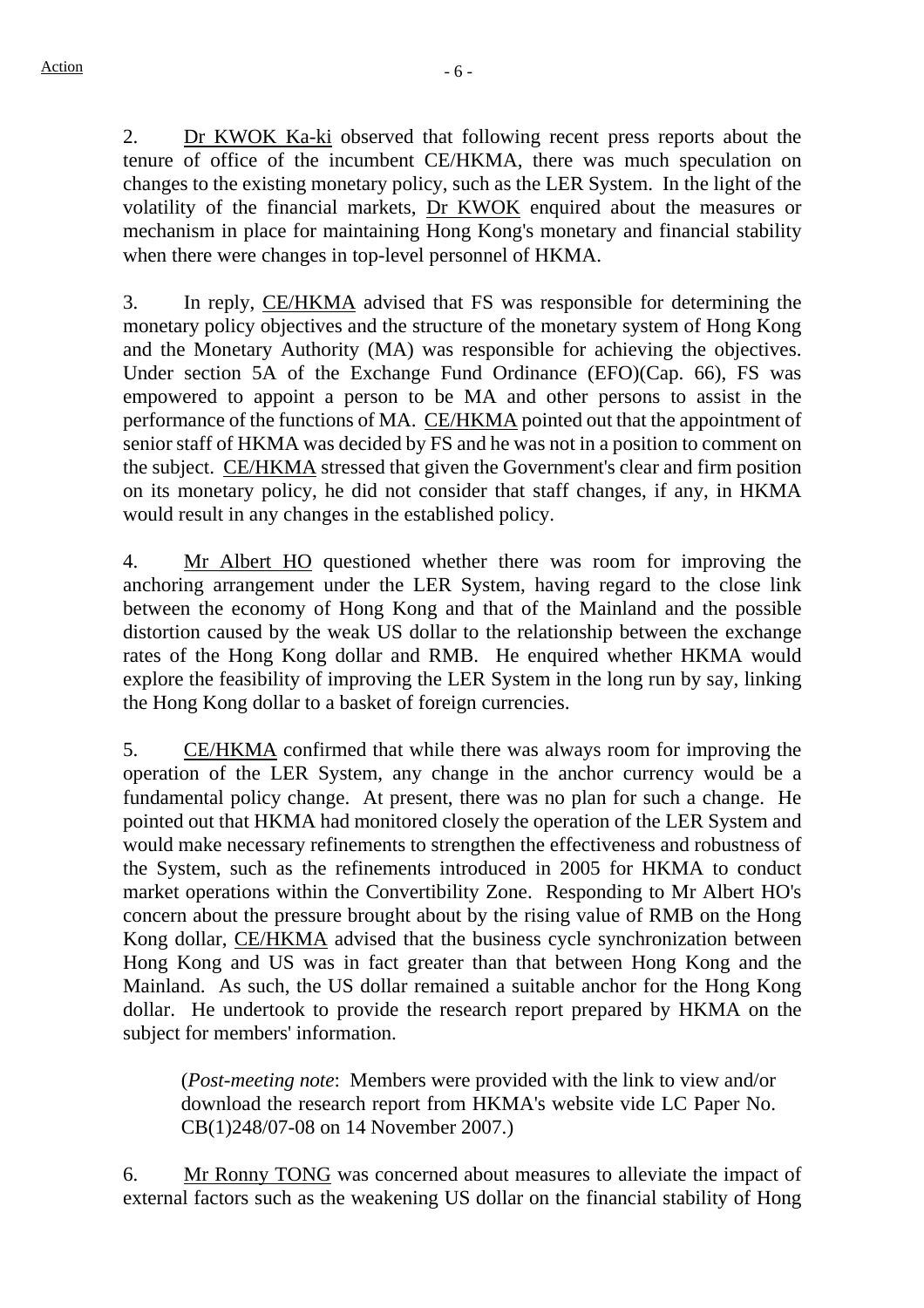2. Dr KWOK Ka-ki observed that following recent press reports about the tenure of office of the incumbent CE/HKMA, there was much speculation on changes to the existing monetary policy, such as the LER System. In the light of the volatility of the financial markets, Dr KWOK enquired about the measures or mechanism in place for maintaining Hong Kong's monetary and financial stability when there were changes in top-level personnel of HKMA.

3. In reply, CE/HKMA advised that FS was responsible for determining the monetary policy objectives and the structure of the monetary system of Hong Kong and the Monetary Authority (MA) was responsible for achieving the objectives. Under section 5A of the Exchange Fund Ordinance (EFO)(Cap. 66), FS was empowered to appoint a person to be MA and other persons to assist in the performance of the functions of MA. CE/HKMA pointed out that the appointment of senior staff of HKMA was decided by FS and he was not in a position to comment on the subject. CE/HKMA stressed that given the Government's clear and firm position on its monetary policy, he did not consider that staff changes, if any, in HKMA would result in any changes in the established policy.

4. Mr Albert HO questioned whether there was room for improving the anchoring arrangement under the LER System, having regard to the close link between the economy of Hong Kong and that of the Mainland and the possible distortion caused by the weak US dollar to the relationship between the exchange rates of the Hong Kong dollar and RMB. He enquired whether HKMA would explore the feasibility of improving the LER System in the long run by say, linking the Hong Kong dollar to a basket of foreign currencies.

5. CE/HKMA confirmed that while there was always room for improving the operation of the LER System, any change in the anchor currency would be a fundamental policy change. At present, there was no plan for such a change. He pointed out that HKMA had monitored closely the operation of the LER System and would make necessary refinements to strengthen the effectiveness and robustness of the System, such as the refinements introduced in 2005 for HKMA to conduct market operations within the Convertibility Zone. Responding to Mr Albert HO's concern about the pressure brought about by the rising value of RMB on the Hong Kong dollar, CE/HKMA advised that the business cycle synchronization between Hong Kong and US was in fact greater than that between Hong Kong and the Mainland. As such, the US dollar remained a suitable anchor for the Hong Kong dollar. He undertook to provide the research report prepared by HKMA on the subject for members' information.

> (*Post-meeting note*: Members were provided with the link to view and/or download the research report from HKMA's website vide LC Paper No. CB(1)248/07-08 on 14 November 2007.)

6. Mr Ronny TONG was concerned about measures to alleviate the impact of external factors such as the weakening US dollar on the financial stability of Hong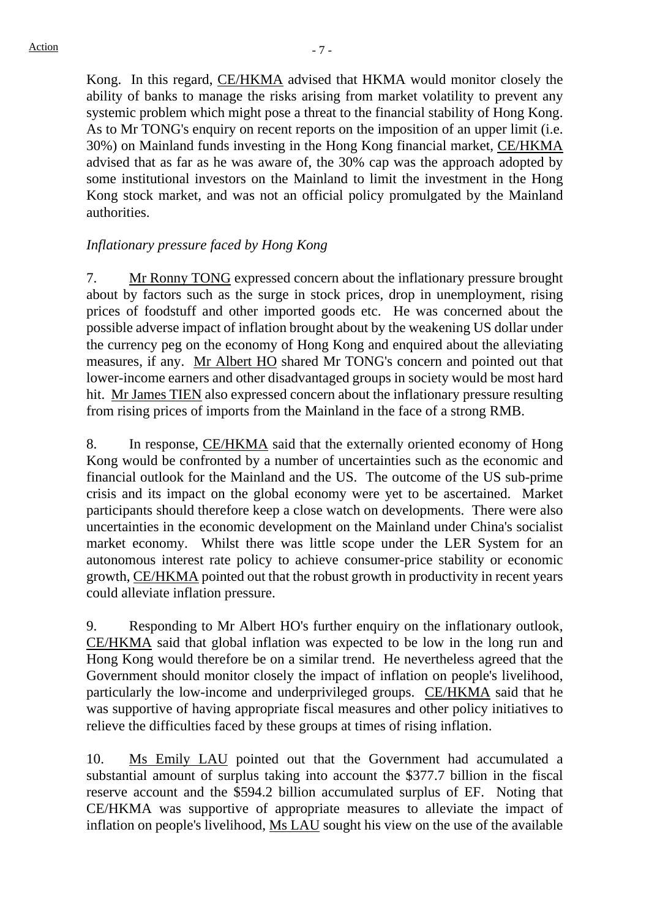Kong. In this regard, CE/HKMA advised that HKMA would monitor closely the ability of banks to manage the risks arising from market volatility to prevent any systemic problem which might pose a threat to the financial stability of Hong Kong. As to Mr TONG's enquiry on recent reports on the imposition of an upper limit (i.e. 30%) on Mainland funds investing in the Hong Kong financial market, CE/HKMA advised that as far as he was aware of, the 30% cap was the approach adopted by some institutional investors on the Mainland to limit the investment in the Hong Kong stock market, and was not an official policy promulgated by the Mainland authorities.

*Inflationary pressure faced by Hong Kong*

7. Mr Ronny TONG expressed concern about the inflationary pressure brought about by factors such as the surge in stock prices, drop in unemployment, rising prices of foodstuff and other imported goods etc. He was concerned about the possible adverse impact of inflation brought about by the weakening US dollar under the currency peg on the economy of Hong Kong and enquired about the alleviating measures, if any. Mr Albert HO shared Mr TONG's concern and pointed out that lower-income earners and other disadvantaged groups in society would be most hard hit. Mr James TIEN also expressed concern about the inflationary pressure resulting from rising prices of imports from the Mainland in the face of a strong RMB.

8. In response, CE/HKMA said that the externally oriented economy of Hong Kong would be confronted by a number of uncertainties such as the economic and financial outlook for the Mainland and the US. The outcome of the US sub-prime crisis and its impact on the global economy were yet to be ascertained. Market participants should therefore keep a close watch on developments. There were also uncertainties in the economic development on the Mainland under China's socialist market economy. Whilst there was little scope under the LER System for an autonomous interest rate policy to achieve consumer-price stability or economic growth, CE/HKMA pointed out that the robust growth in productivity in recent years could alleviate inflation pressure.

9. Responding to Mr Albert HO's further enquiry on the inflationary outlook, CE/HKMA said that global inflation was expected to be low in the long run and Hong Kong would therefore be on a similar trend. He nevertheless agreed that the Government should monitor closely the impact of inflation on people's livelihood, particularly the low-income and underprivileged groups. CE/HKMA said that he was supportive of having appropriate fiscal measures and other policy initiatives to relieve the difficulties faced by these groups at times of rising inflation.

10. Ms Emily LAU pointed out that the Government had accumulated a substantial amount of surplus taking into account the $377.7 billion in the fiscal reserve account and the $594.2 billion accumulated surplus of EF. Noting that CE/HKMA was supportive of appropriate measures to alleviate the impact of inflation on people's livelihood, Ms LAU sought his view on the use of the available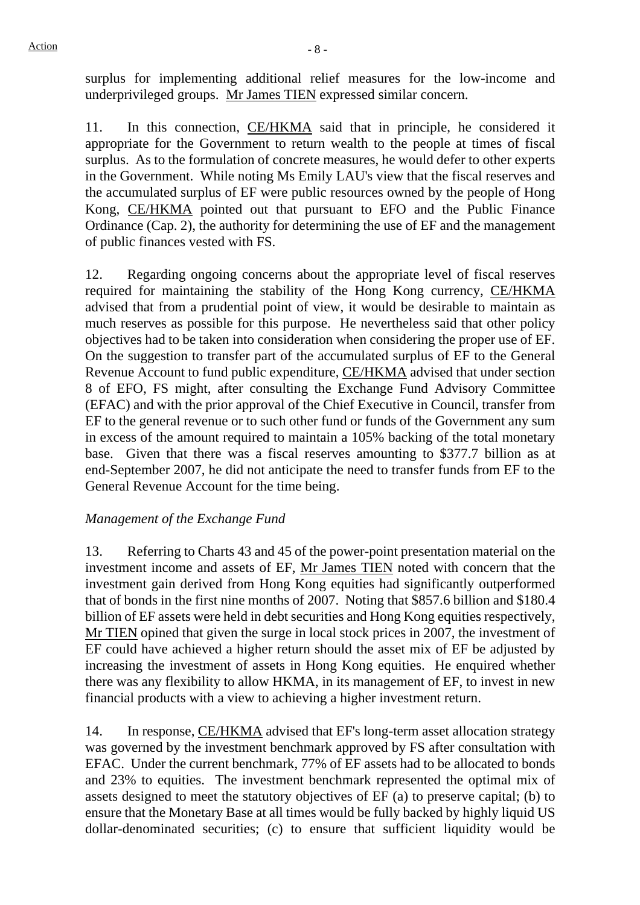surplus for implementing additional relief measures for the low-income and underprivileged groups. Mr James TIEN expressed similar concern.

11. In this connection, CE/HKMA said that in principle, he considered it appropriate for the Government to return wealth to the people at times of fiscal surplus. As to the formulation of concrete measures, he would defer to other experts in the Government. While noting Ms Emily LAU's view that the fiscal reserves and the accumulated surplus of EF were public resources owned by the people of Hong Kong, CE/HKMA pointed out that pursuant to EFO and the Public Finance Ordinance (Cap. 2), the authority for determining the use of EF and the management of public finances vested with FS.

12. Regarding ongoing concerns about the appropriate level of fiscal reserves required for maintaining the stability of the Hong Kong currency, CE/HKMA advised that from a prudential point of view, it would be desirable to maintain as much reserves as possible for this purpose. He nevertheless said that other policy objectives had to be taken into consideration when considering the proper use of EF. On the suggestion to transfer part of the accumulated surplus of EF to the General Revenue Account to fund public expenditure, CE/HKMA advised that under section 8 of EFO, FS might, after consulting the Exchange Fund Advisory Committee (EFAC) and with the prior approval of the Chief Executive in Council, transfer from EF to the general revenue or to such other fund or funds of the Government any sum in excess of the amount required to maintain a 105% backing of the total monetary base. Given that there was a fiscal reserves amounting to $377.7 billion as at end-September 2007, he did not anticipate the need to transfer funds from EF to the General Revenue Account for the time being.

*Management of the Exchange Fund*

13. Referring to Charts 43 and 45 of the power-point presentation material on the investment income and assets of EF, Mr James TIEN noted with concern that the investment gain derived from Hong Kong equities had significantly outperformed that of bonds in the first nine months of 2007. Noting that $857.6 billion and $180.4 billion of EF assets were held in debt securities and Hong Kong equities respectively, Mr TIEN opined that given the surge in local stock prices in 2007, the investment of EF could have achieved a higher return should the asset mix of EF be adjusted by increasing the investment of assets in Hong Kong equities. He enquired whether there was any flexibility to allow HKMA, in its management of EF, to invest in new financial products with a view to achieving a higher investment return.

14. In response, CE/HKMA advised that EF's long-term asset allocation strategy was governed by the investment benchmark approved by FS after consultation with EFAC. Under the current benchmark, 77% of EF assets had to be allocated to bonds and 23% to equities. The investment benchmark represented the optimal mix of assets designed to meet the statutory objectives of EF (a) to preserve capital; (b) to ensure that the Monetary Base at all times would be fully backed by highly liquid US dollar-denominated securities; (c) to ensure that sufficient liquidity would be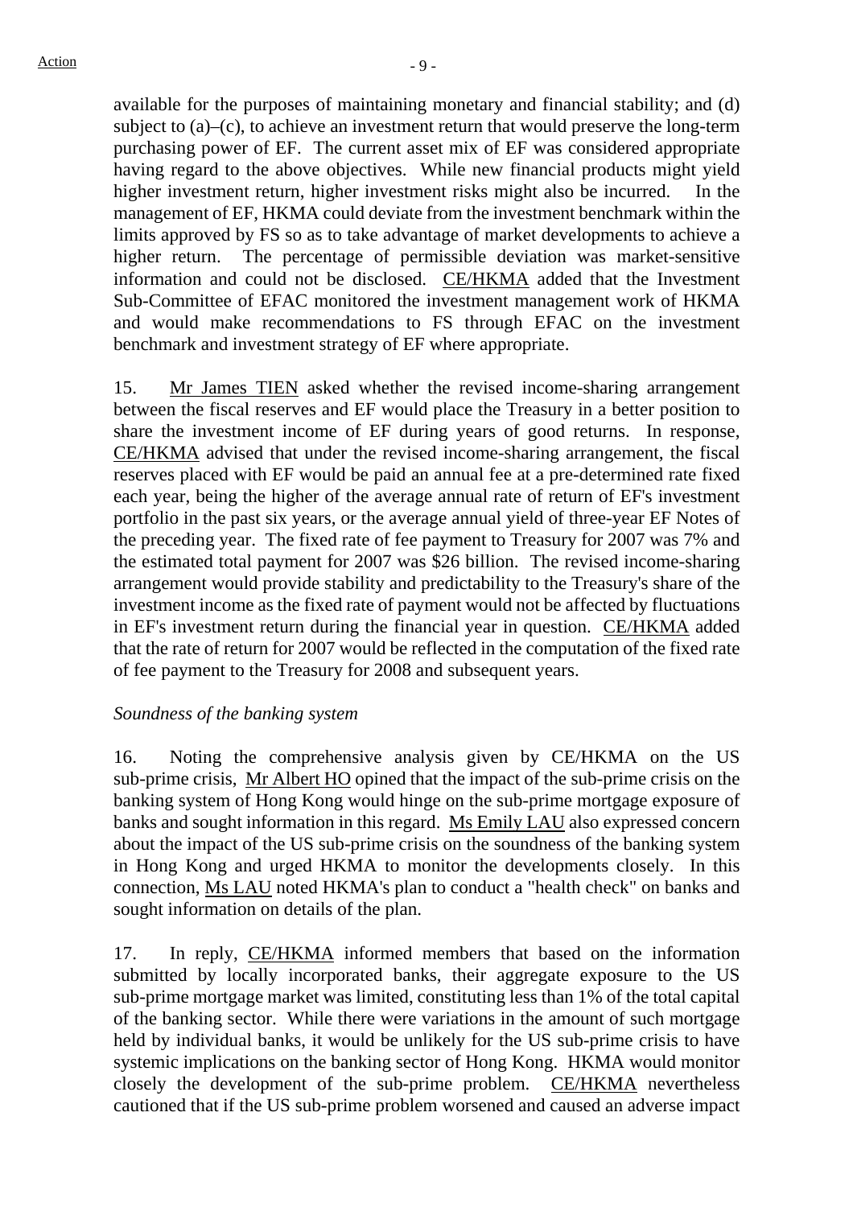available for the purposes of maintaining monetary and financial stability; and (d) subject to (a)–(c), to achieve an investment return that would preserve the long-term purchasing power of EF. The current asset mix of EF was considered appropriate having regard to the above objectives. While new financial products might yield higher investment return, higher investment risks might also be incurred. In the management of EF, HKMA could deviate from the investment benchmark within the limits approved by FS so as to take advantage of market developments to achieve a higher return. The percentage of permissible deviation was market-sensitive information and could not be disclosed. CE/HKMA added that the Investment Sub-Committee of EFAC monitored the investment management work of HKMA and would make recommendations to FS through EFAC on the investment benchmark and investment strategy of EF where appropriate.

15. Mr James TIEN asked whether the revised income-sharing arrangement between the fiscal reserves and EF would place the Treasury in a better position to share the investment income of EF during years of good returns. In response, CE/HKMA advised that under the revised income-sharing arrangement, the fiscal reserves placed with EF would be paid an annual fee at a pre-determined rate fixed each year, being the higher of the average annual rate of return of EF's investment portfolio in the past six years, or the average annual yield of three-year EF Notes of the preceding year. The fixed rate of fee payment to Treasury for 2007 was 7% and the estimated total payment for 2007 was $26 billion. The revised income-sharing arrangement would provide stability and predictability to the Treasury's share of the investment income as the fixed rate of payment would not be affected by fluctuations in EF's investment return during the financial year in question. CE/HKMA added that the rate of return for 2007 would be reflected in the computation of the fixed rate of fee payment to the Treasury for 2008 and subsequent years.

*Soundness of the banking system*

16. Noting the comprehensive analysis given by CE/HKMA on the US sub-prime crisis, Mr Albert HO opined that the impact of the sub-prime crisis on the banking system of Hong Kong would hinge on the sub-prime mortgage exposure of banks and sought information in this regard. Ms Emily LAU also expressed concern about the impact of the US sub-prime crisis on the soundness of the banking system in Hong Kong and urged HKMA to monitor the developments closely. In this connection, Ms LAU noted HKMA's plan to conduct a "health check" on banks and sought information on details of the plan.

17. In reply, CE/HKMA informed members that based on the information submitted by locally incorporated banks, their aggregate exposure to the US sub-prime mortgage market was limited, constituting less than 1% of the total capital of the banking sector. While there were variations in the amount of such mortgage held by individual banks, it would be unlikely for the US sub-prime crisis to have systemic implications on the banking sector of Hong Kong. HKMA would monitor closely the development of the sub-prime problem. CE/HKMA nevertheless cautioned that if the US sub-prime problem worsened and caused an adverse impact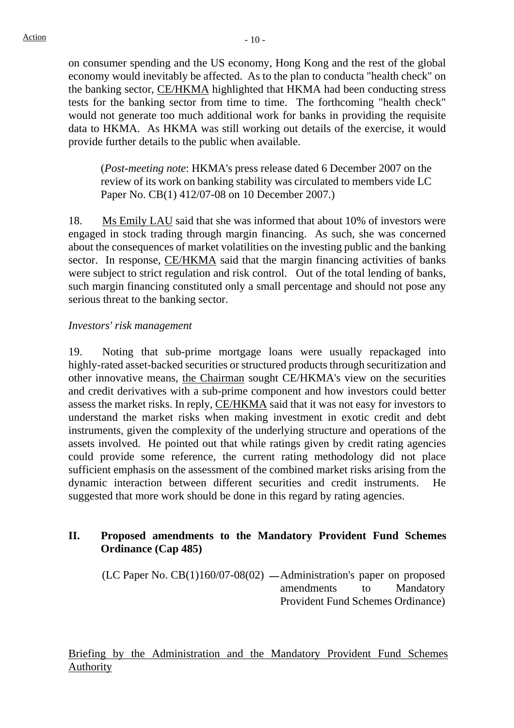on consumer spending and the US economy, Hong Kong and the rest of the global economy would inevitably be affected. As to the plan to conducta "health check" on the banking sector, CE/HKMA highlighted that HKMA had been conducting stress tests for the banking sector from time to time. The forthcoming "health check" would not generate too much additional work for banks in providing the requisite data to HKMA. As HKMA was still working out details of the exercise, it would provide further details to the public when available.

(*Post-meeting note*: HKMA's press release dated 6 December 2007 on the review of its work on banking stability was circulated to members vide LC Paper No. CB(1) 412/07-08 on 10 December 2007.)

18. Ms Emily LAU said that she was informed that about 10% of investors were engaged in stock trading through margin financing. As such, she was concerned about the consequences of market volatilities on the investing public and the banking sector. In response, CE/HKMA said that the margin financing activities of banks were subject to strict regulation and risk control. Out of the total lending of banks, such margin financing constituted only a small percentage and should not pose any serious threat to the banking sector.

*Investors' risk management*

19. Noting that sub-prime mortgage loans were usually repackaged into highly-rated asset-backed securities or structured products through securitization and other innovative means, the Chairman sought CE/HKMA's view on the securities and credit derivatives with a sub-prime component and how investors could better assess the market risks. In reply, CE/HKMA said that it was not easy for investors to understand the market risks when making investment in exotic credit and debt instruments, given the complexity of the underlying structure and operations of the assets involved. He pointed out that while ratings given by credit rating agencies could provide some reference, the current rating methodology did not place sufficient emphasis on the assessment of the combined market risks arising from the dynamic interaction between different securities and credit instruments. He suggested that more work should be done in this regard by rating agencies.

## II. Proposed amendments to the Mandatory Provident Fund Schemes Ordinance (Cap 485)

(LC Paper No. CB(1)160/07-08(02) — Administration's paper on proposed amendments to Mandatory Provident Fund Schemes Ordinance)

Briefing by the Administration and the Mandatory Provident Fund Schemes Authority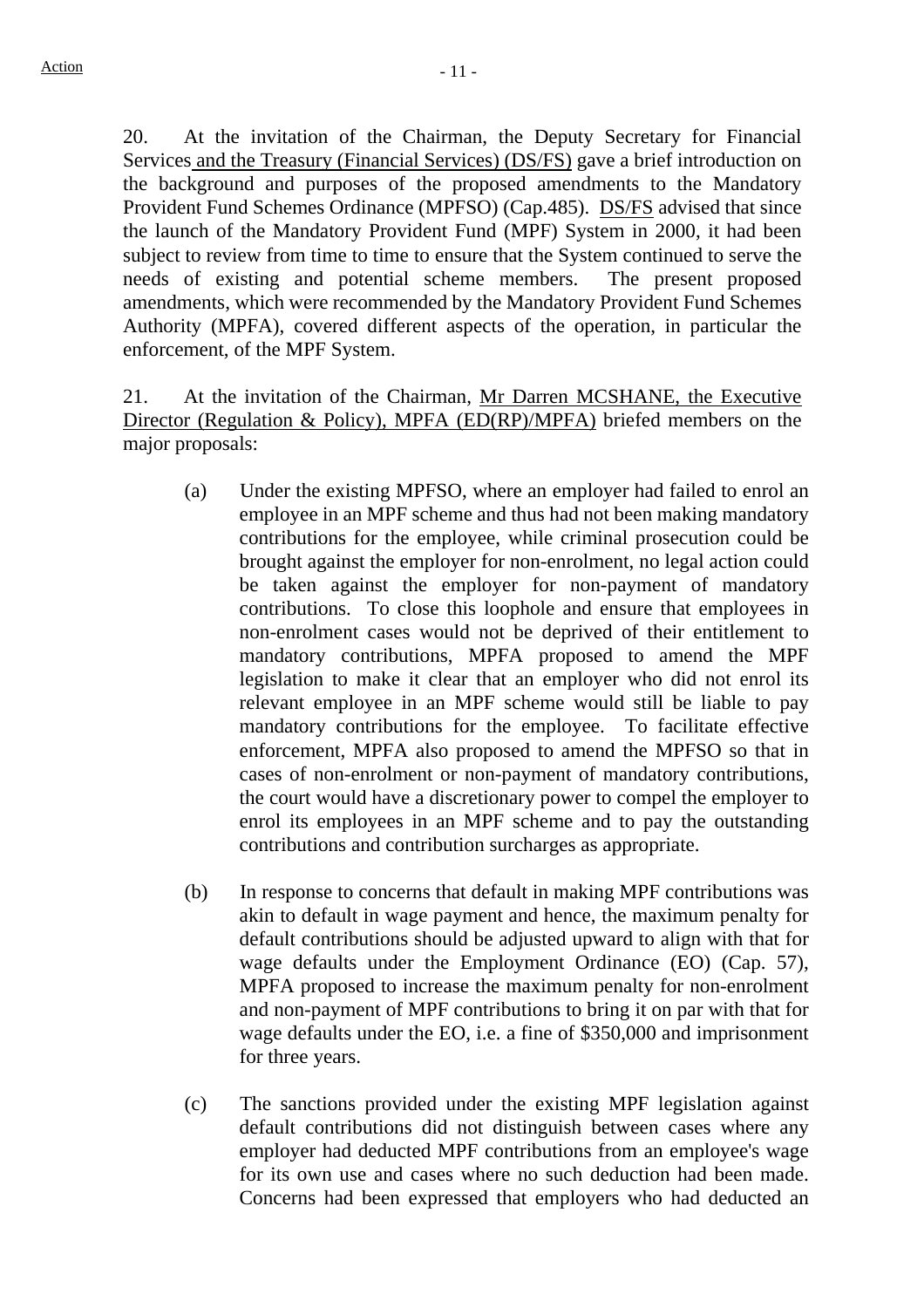20. At the invitation of the Chairman, the Deputy Secretary for Financial Services and the Treasury (Financial Services) (DS/FS) gave a brief introduction on the background and purposes of the proposed amendments to the Mandatory Provident Fund Schemes Ordinance (MPFSO) (Cap.485). DS/FS advised that since the launch of the Mandatory Provident Fund (MPF) System in 2000, it had been subject to review from time to time to ensure that the System continued to serve the needs of existing and potential scheme members. The present proposed amendments, which were recommended by the Mandatory Provident Fund Schemes Authority (MPFA), covered different aspects of the operation, in particular the enforcement, of the MPF System.

21. At the invitation of the Chairman, Mr Darren MCSHANE, the Executive Director (Regulation & Policy), MPFA (ED(RP)/MPFA) briefed members on the major proposals:

(a) Under the existing MPFSO, where an employer had failed to enrol an employee in an MPF scheme and thus had not been making mandatory contributions for the employee, while criminal prosecution could be brought against the employer for non-enrolment, no legal action could be taken against the employer for non-payment of mandatory contributions. To close this loophole and ensure that employees in non-enrolment cases would not be deprived of their entitlement to mandatory contributions, MPFA proposed to amend the MPF legislation to make it clear that an employer who did not enrol its relevant employee in an MPF scheme would still be liable to pay mandatory contributions for the employee. To facilitate effective enforcement, MPFA also proposed to amend the MPFSO so that in cases of non-enrolment or non-payment of mandatory contributions, the court would have a discretionary power to compel the employer to enrol its employees in an MPF scheme and to pay the outstanding contributions and contribution surcharges as appropriate.

(b) In response to concerns that default in making MPF contributions was akin to default in wage payment and hence, the maximum penalty for default contributions should be adjusted upward to align with that for wage defaults under the Employment Ordinance (EO) (Cap. 57), MPFA proposed to increase the maximum penalty for non-enrolment and non-payment of MPF contributions to bring it on par with that for wage defaults under the EO, i.e. a fine of $350,000 and imprisonment for three years.

(c) The sanctions provided under the existing MPF legislation against default contributions did not distinguish between cases where any employer had deducted MPF contributions from an employee's wage for its own use and cases where no such deduction had been made. Concerns had been expressed that employers who had deducted an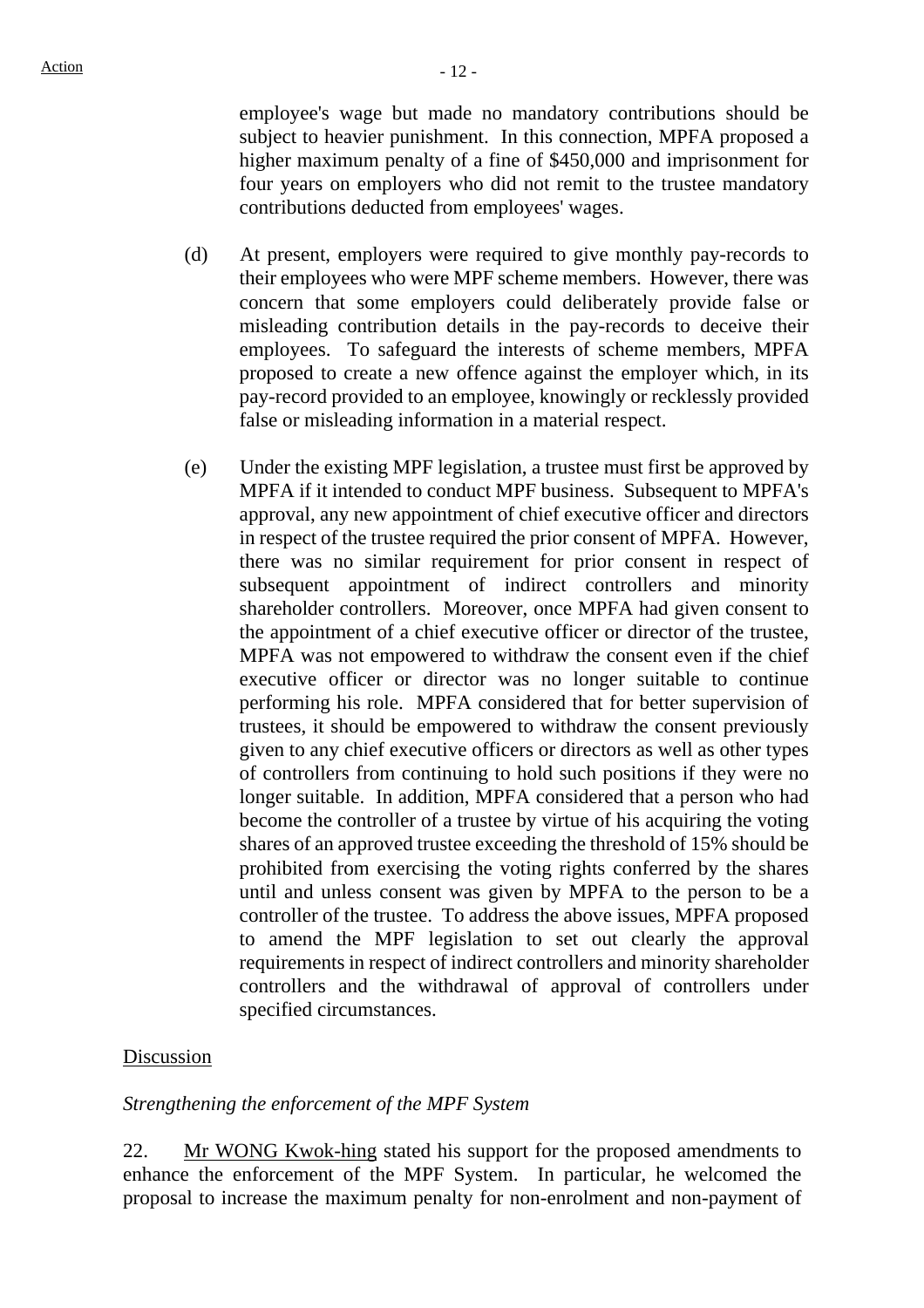employee's wage but made no mandatory contributions should be subject to heavier punishment. In this connection, MPFA proposed a higher maximum penalty of a fine of $450,000 and imprisonment for four years on employers who did not remit to the trustee mandatory contributions deducted from employees' wages.

(d) At present, employers were required to give monthly pay-records to their employees who were MPF scheme members. However, there was concern that some employers could deliberately provide false or misleading contribution details in the pay-records to deceive their employees. To safeguard the interests of scheme members, MPFA proposed to create a new offence against the employer which, in its pay-record provided to an employee, knowingly or recklessly provided false or misleading information in a material respect.

(e) Under the existing MPF legislation, a trustee must first be approved by MPFA if it intended to conduct MPF business. Subsequent to MPFA's approval, any new appointment of chief executive officer and directors in respect of the trustee required the prior consent of MPFA. However, there was no similar requirement for prior consent in respect of subsequent appointment of indirect controllers and minority shareholder controllers. Moreover, once MPFA had given consent to the appointment of a chief executive officer or director of the trustee, MPFA was not empowered to withdraw the consent even if the chief executive officer or director was no longer suitable to continue performing his role. MPFA considered that for better supervision of trustees, it should be empowered to withdraw the consent previously given to any chief executive officers or directors as well as other types of controllers from continuing to hold such positions if they were no longer suitable. In addition, MPFA considered that a person who had become the controller of a trustee by virtue of his acquiring the voting shares of an approved trustee exceeding the threshold of 15% should be prohibited from exercising the voting rights conferred by the shares until and unless consent was given by MPFA to the person to be a controller of the trustee. To address the above issues, MPFA proposed to amend the MPF legislation to set out clearly the approval requirements in respect of indirect controllers and minority shareholder controllers and the withdrawal of approval of controllers under specified circumstances.

Discussion

*Strengthening the enforcement of the MPF System*

22. Mr WONG Kwok-hing stated his support for the proposed amendments to enhance the enforcement of the MPF System. In particular, he welcomed the proposal to increase the maximum penalty for non-enrolment and non-payment of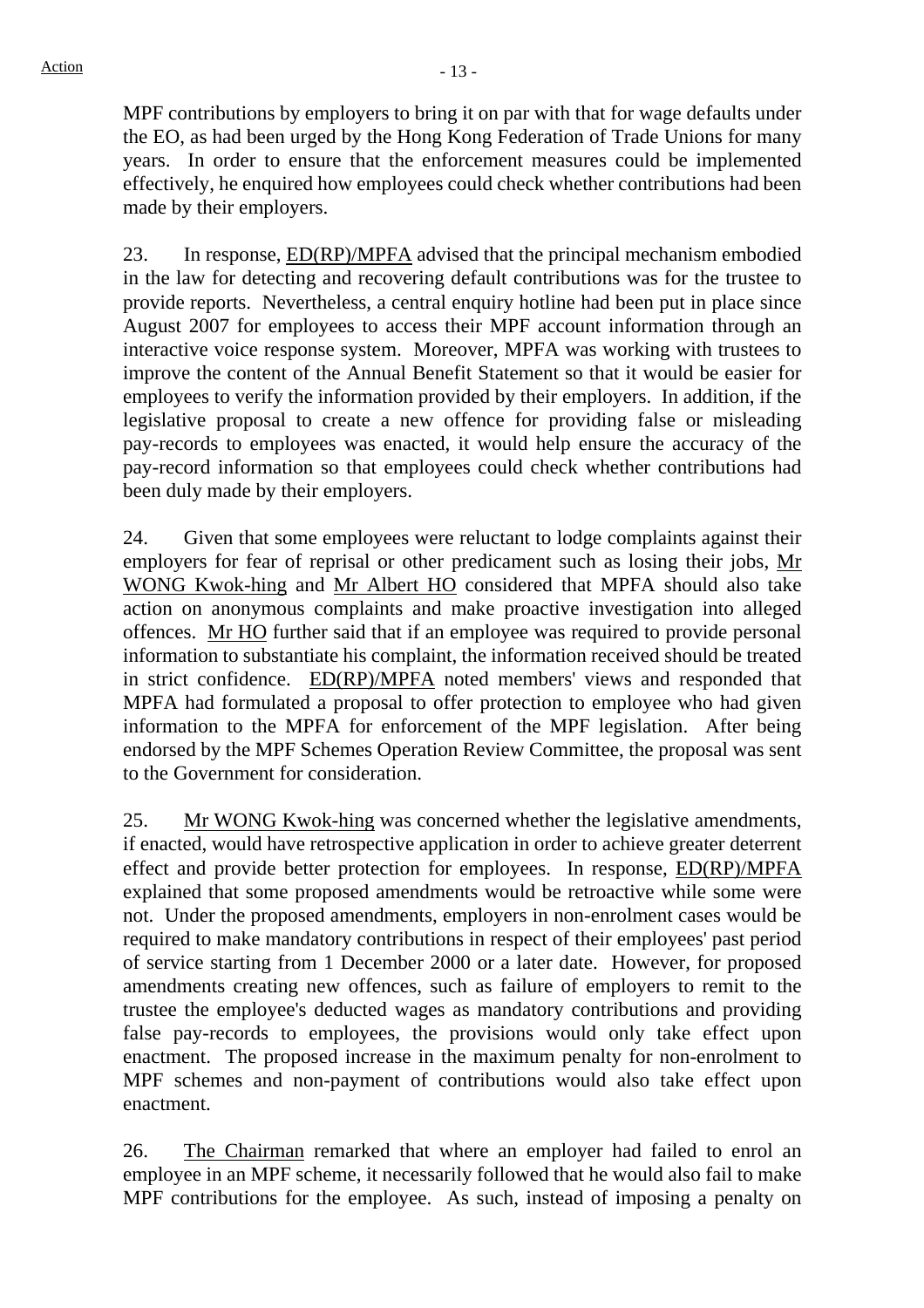MPF contributions by employers to bring it on par with that for wage defaults under the EO, as had been urged by the Hong Kong Federation of Trade Unions for many years. In order to ensure that the enforcement measures could be implemented effectively, he enquired how employees could check whether contributions had been made by their employers.

23. In response, ED(RP)/MPFA advised that the principal mechanism embodied in the law for detecting and recovering default contributions was for the trustee to provide reports. Nevertheless, a central enquiry hotline had been put in place since August 2007 for employees to access their MPF account information through an interactive voice response system. Moreover, MPFA was working with trustees to improve the content of the Annual Benefit Statement so that it would be easier for employees to verify the information provided by their employers. In addition, if the legislative proposal to create a new offence for providing false or misleading pay-records to employees was enacted, it would help ensure the accuracy of the pay-record information so that employees could check whether contributions had been duly made by their employers.

24. Given that some employees were reluctant to lodge complaints against their employers for fear of reprisal or other predicament such as losing their jobs, Mr WONG Kwok-hing and Mr Albert HO considered that MPFA should also take action on anonymous complaints and make proactive investigation into alleged offences. Mr HO further said that if an employee was required to provide personal information to substantiate his complaint, the information received should be treated in strict confidence. ED(RP)/MPFA noted members' views and responded that MPFA had formulated a proposal to offer protection to employee who had given information to the MPFA for enforcement of the MPF legislation. After being endorsed by the MPF Schemes Operation Review Committee, the proposal was sent to the Government for consideration.

25. Mr WONG Kwok-hing was concerned whether the legislative amendments, if enacted, would have retrospective application in order to achieve greater deterrent effect and provide better protection for employees. In response, ED(RP)/MPFA explained that some proposed amendments would be retroactive while some were not. Under the proposed amendments, employers in non-enrolment cases would be required to make mandatory contributions in respect of their employees' past period of service starting from 1 December 2000 or a later date. However, for proposed amendments creating new offences, such as failure of employers to remit to the trustee the employee's deducted wages as mandatory contributions and providing false pay-records to employees, the provisions would only take effect upon enactment. The proposed increase in the maximum penalty for non-enrolment to MPF schemes and non-payment of contributions would also take effect upon enactment.

26. The Chairman remarked that where an employer had failed to enrol an employee in an MPF scheme, it necessarily followed that he would also fail to make MPF contributions for the employee. As such, instead of imposing a penalty on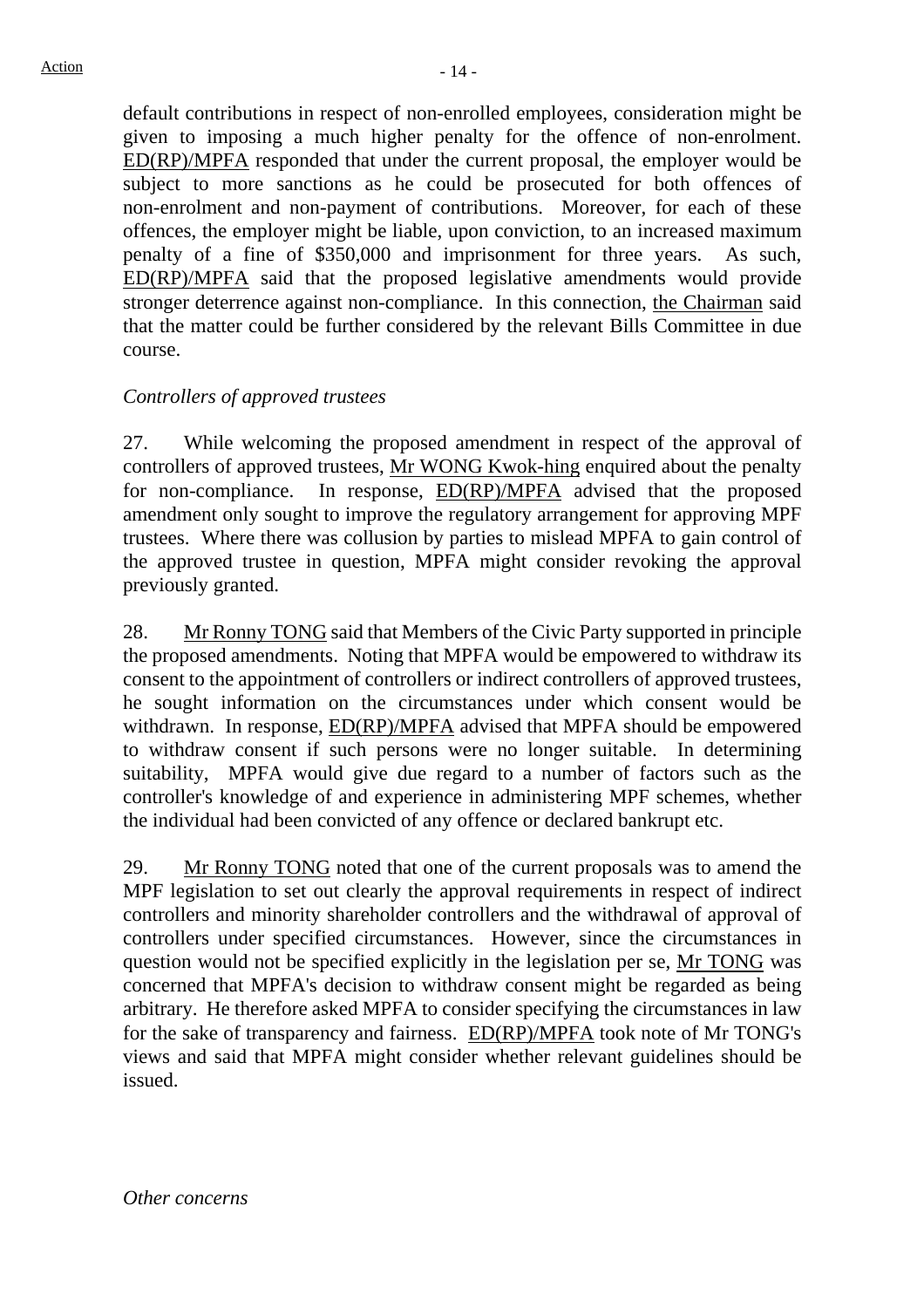default contributions in respect of non-enrolled employees, consideration might be given to imposing a much higher penalty for the offence of non-enrolment. ED(RP)/MPFA responded that under the current proposal, the employer would be subject to more sanctions as he could be prosecuted for both offences of non-enrolment and non-payment of contributions. Moreover, for each of these offences, the employer might be liable, upon conviction, to an increased maximum penalty of a fine of $350,000 and imprisonment for three years. As such, ED(RP)/MPFA said that the proposed legislative amendments would provide stronger deterrence against non-compliance. In this connection, the Chairman said that the matter could be further considered by the relevant Bills Committee in due course.

*Controllers of approved trustees*

27. While welcoming the proposed amendment in respect of the approval of controllers of approved trustees, Mr WONG Kwok-hing enquired about the penalty for non-compliance. In response, ED(RP)/MPFA advised that the proposed amendment only sought to improve the regulatory arrangement for approving MPF trustees. Where there was collusion by parties to mislead MPFA to gain control of the approved trustee in question, MPFA might consider revoking the approval previously granted.

28. Mr Ronny TONG said that Members of the Civic Party supported in principle the proposed amendments. Noting that MPFA would be empowered to withdraw its consent to the appointment of controllers or indirect controllers of approved trustees, he sought information on the circumstances under which consent would be withdrawn. In response, ED(RP)/MPFA advised that MPFA should be empowered to withdraw consent if such persons were no longer suitable. In determining suitability, MPFA would give due regard to a number of factors such as the controller's knowledge of and experience in administering MPF schemes, whether the individual had been convicted of any offence or declared bankrupt etc.

29. Mr Ronny TONG noted that one of the current proposals was to amend the MPF legislation to set out clearly the approval requirements in respect of indirect controllers and minority shareholder controllers and the withdrawal of approval of controllers under specified circumstances. However, since the circumstances in question would not be specified explicitly in the legislation per se, Mr TONG was concerned that MPFA's decision to withdraw consent might be regarded as being arbitrary. He therefore asked MPFA to consider specifying the circumstances in law for the sake of transparency and fairness. ED(RP)/MPFA took note of Mr TONG's views and said that MPFA might consider whether relevant guidelines should be issued.

*Other concerns*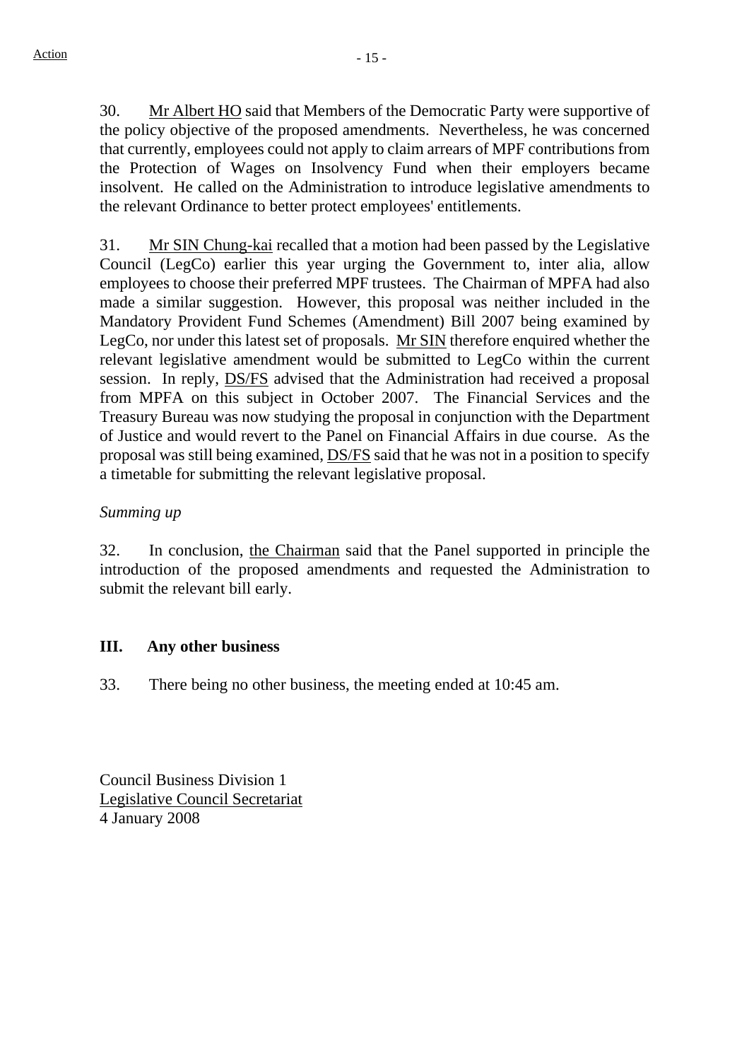Action

30. Mr Albert HO said that Members of the Democratic Party were supportive of the policy objective of the proposed amendments. Nevertheless, he was concerned that currently, employees could not apply to claim arrears of MPF contributions from the Protection of Wages on Insolvency Fund when their employers became insolvent. He called on the Administration to introduce legislative amendments to the relevant Ordinance to better protect employees' entitlements.

31. Mr SIN Chung-kai recalled that a motion had been passed by the Legislative Council (LegCo) earlier this year urging the Government to, inter alia, allow employees to choose their preferred MPF trustees. The Chairman of MPFA had also made a similar suggestion. However, this proposal was neither included in the Mandatory Provident Fund Schemes (Amendment) Bill 2007 being examined by LegCo, nor under this latest set of proposals. Mr SIN therefore enquired whether the relevant legislative amendment would be submitted to LegCo within the current session. In reply, DS/FS advised that the Administration had received a proposal from MPFA on this subject in October 2007. The Financial Services and the Treasury Bureau was now studying the proposal in conjunction with the Department of Justice and would revert to the Panel on Financial Affairs in due course. As the proposal was still being examined, DS/FS said that he was not in a position to specify a timetable for submitting the relevant legislative proposal.

*Summing up*

32. In conclusion, the Chairman said that the Panel supported in principle the introduction of the proposed amendments and requested the Administration to submit the relevant bill early.

### III. Any other business

33. There being no other business, the meeting ended at 10:45 am.

Council Business Division 1
Legislative Council Secretariat
4 January 2008